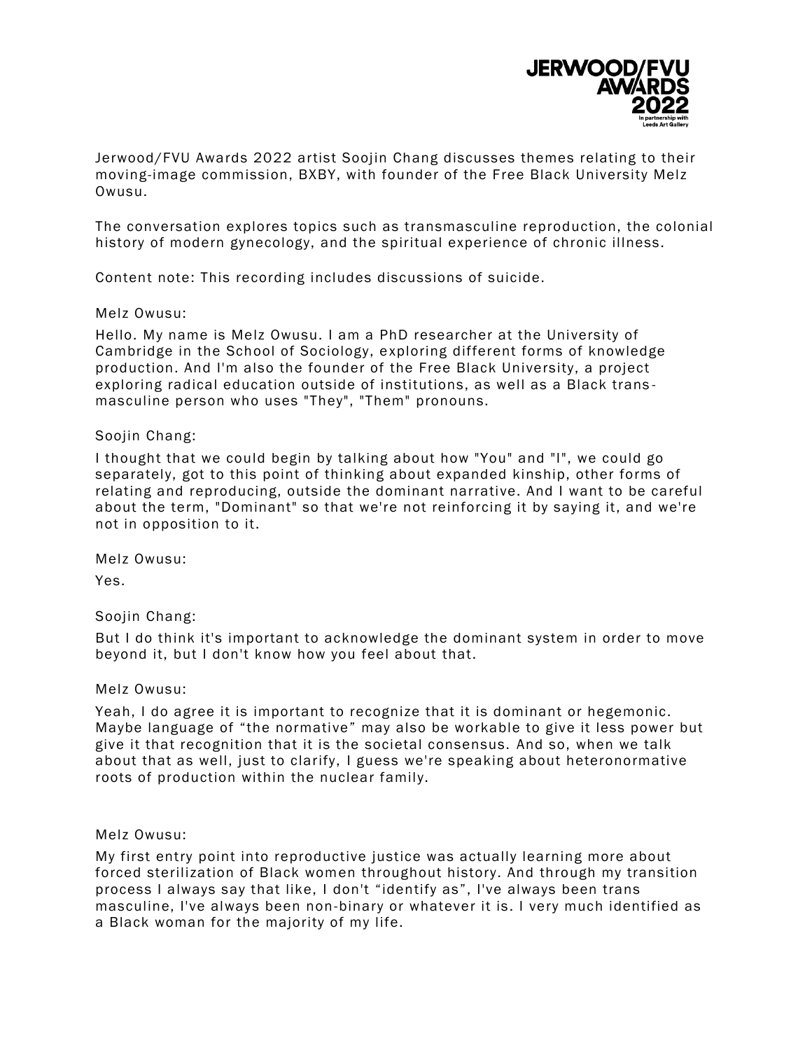JERWOOD/FVU AWARDS 2022
In partnership with Leeds Art Gallery

Jerwood/FVU Awards 2022 artist Soojin Chang discusses themes relating to their moving-image commission, BXBY, with founder of the Free Black University Melz Owusu.

The conversation explores topics such as transmasculine reproduction, the colonial history of modern gynecology, and the spiritual experience of chronic illness.

Content note: This recording includes discussions of suicide.

Melz Owusu:

Hello. My name is Melz Owusu. I am a PhD researcher at the University of Cambridge in the School of Sociology, exploring different forms of knowledge production. And I'm also the founder of the Free Black University, a project exploring radical education outside of institutions, as well as a Black trans-masculine person who uses "They", "Them" pronouns.

Soojin Chang:

I thought that we could begin by talking about how "You" and "I", we could go separately, got to this point of thinking about expanded kinship, other forms of relating and reproducing, outside the dominant narrative. And I want to be careful about the term, "Dominant" so that we're not reinforcing it by saying it, and we're not in opposition to it.

Melz Owusu:

Yes.

Soojin Chang:

But I do think it's important to acknowledge the dominant system in order to move beyond it, but I don't know how you feel about that.

Melz Owusu:

Yeah, I do agree it is important to recognize that it is dominant or hegemonic. Maybe language of "the normative" may also be workable to give it less power but give it that recognition that it is the societal consensus. And so, when we talk about that as well, just to clarify, I guess we're speaking about heteronormative roots of production within the nuclear family.

Melz Owusu:

My first entry point into reproductive justice was actually learning more about forced sterilization of Black women throughout history. And through my transition process I always say that like, I don't "identify as", I've always been trans masculine, I've always been non-binary or whatever it is. I very much identified as a Black woman for the majority of my life.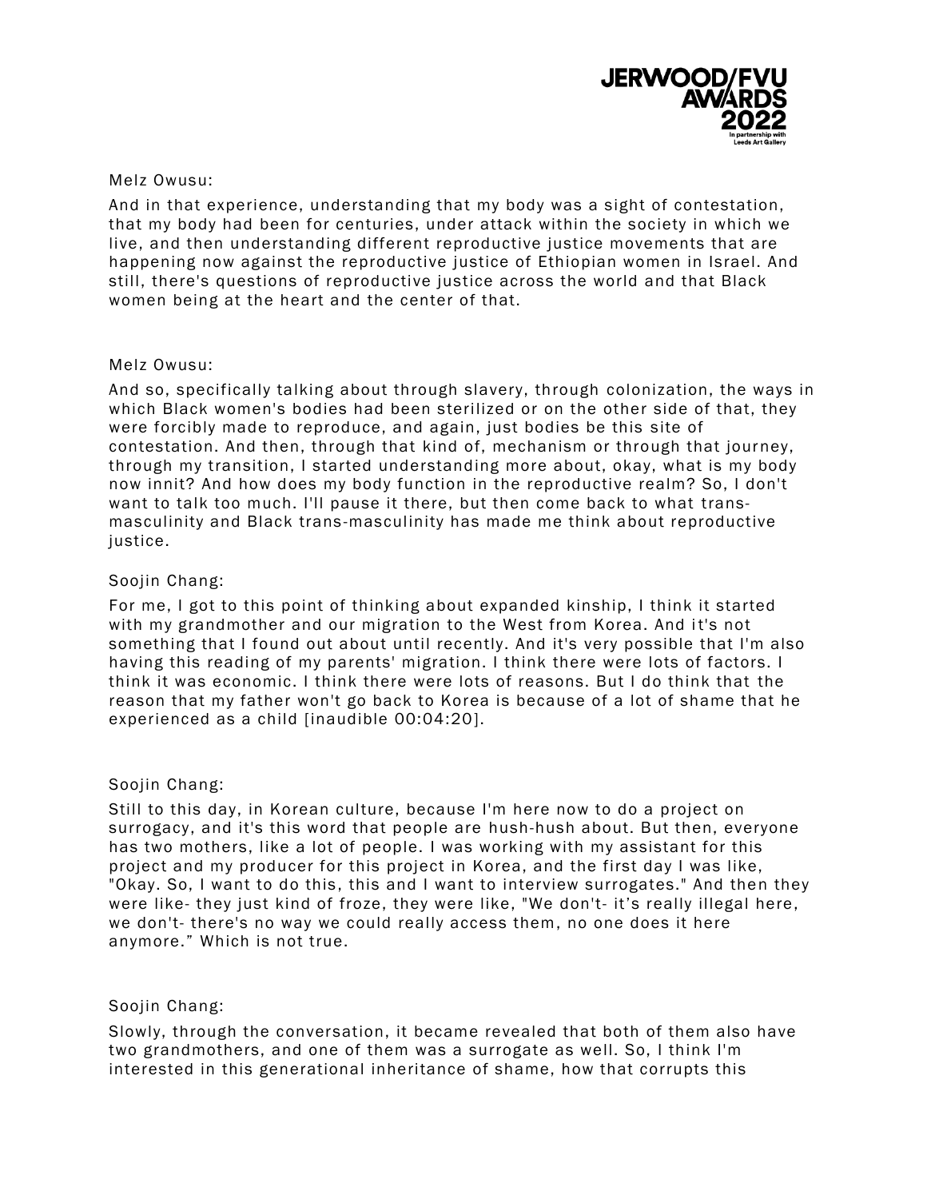Melz Owusu:

And in that experience, understanding that my body was a sight of contestation, that my body had been for centuries, under attack within the society in which we live, and then understanding different reproductive justice movements that are happening now against the reproductive justice of Ethiopian women in Israel. And still, there's questions of reproductive justice across the world and that Black women being at the heart and the center of that.

Melz Owusu:

And so, specifically talking about through slavery, through colonization, the ways in which Black women's bodies had been sterilized or on the other side of that, they were forcibly made to reproduce, and again, just bodies be this site of contestation. And then, through that kind of, mechanism or through that journey, through my transition, I started understanding more about, okay, what is my body now innit? And how does my body function in the reproductive realm? So, I don't want to talk too much. I'll pause it there, but then come back to what trans-masculinity and Black trans-masculinity has made me think about reproductive justice.

Soojin Chang:

For me, I got to this point of thinking about expanded kinship, I think it started with my grandmother and our migration to the West from Korea. And it's not something that I found out about until recently. And it's very possible that I'm also having this reading of my parents' migration. I think there were lots of factors. I think it was economic. I think there were lots of reasons. But I do think that the reason that my father won't go back to Korea is because of a lot of shame that he experienced as a child [inaudible 00:04:20].

Soojin Chang:

Still to this day, in Korean culture, because I'm here now to do a project on surrogacy, and it's this word that people are hush-hush about. But then, everyone has two mothers, like a lot of people. I was working with my assistant for this project and my producer for this project in Korea, and the first day I was like, "Okay. So, I want to do this, this and I want to interview surrogates." And then they were like- they just kind of froze, they were like, "We don't- it's really illegal here, we don't- there's no way we could really access them, no one does it here anymore." Which is not true.

Soojin Chang:

Slowly, through the conversation, it became revealed that both of them also have two grandmothers, and one of them was a surrogate as well. So, I think I'm interested in this generational inheritance of shame, how that corrupts this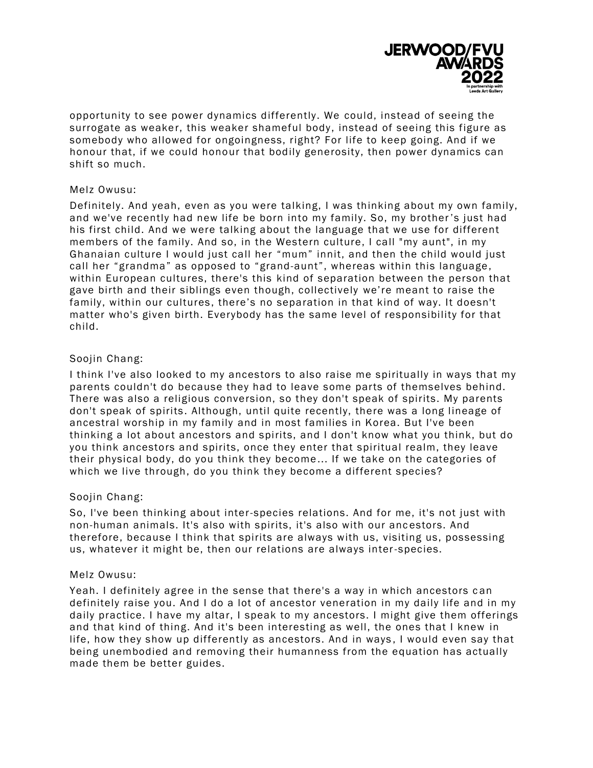opportunity to see power dynamics differently. We could, instead of seeing the surrogate as weaker, this weaker shameful body, instead of seeing this figure as somebody who allowed for ongoingness, right? For life to keep going. And if we honour that, if we could honour that bodily generosity, then power dynamics can shift so much.

Melz Owusu:

Definitely. And yeah, even as you were talking, I was thinking about my own family, and we've recently had new life be born into my family. So, my brother's just had his first child. And we were talking about the language that we use for different members of the family. And so, in the Western culture, I call "my aunt", in my Ghanaian culture I would just call her "mum" innit, and then the child would just call her "grandma" as opposed to "grand-aunt", whereas within this language, within European cultures, there's this kind of separation between the person that gave birth and their siblings even though, collectively we're meant to raise the family, within our cultures, there's no separation in that kind of way. It doesn't matter who's given birth. Everybody has the same level of responsibility for that child.

Soojin Chang:

I think I've also looked to my ancestors to also raise me spiritually in ways that my parents couldn't do because they had to leave some parts of themselves behind. There was also a religious conversion, so they don't speak of spirits. My parents don't speak of spirits. Although, until quite recently, there was a long lineage of ancestral worship in my family and in most families in Korea. But I've been thinking a lot about ancestors and spirits, and I don't know what you think, but do you think ancestors and spirits, once they enter that spiritual realm, they leave their physical body, do you think they become… If we take on the categories of which we live through, do you think they become a different species?

Soojin Chang:

So, I've been thinking about inter-species relations. And for me, it's not just with non-human animals. It's also with spirits, it's also with our ancestors. And therefore, because I think that spirits are always with us, visiting us, possessing us, whatever it might be, then our relations are always inter-species.

Melz Owusu:

Yeah. I definitely agree in the sense that there's a way in which ancestors can definitely raise you. And I do a lot of ancestor veneration in my daily life and in my daily practice. I have my altar, I speak to my ancestors. I might give them offerings and that kind of thing. And it's been interesting as well, the ones that I knew in life, how they show up differently as ancestors. And in ways, I would even say that being unembodied and removing their humanness from the equation has actually made them be better guides.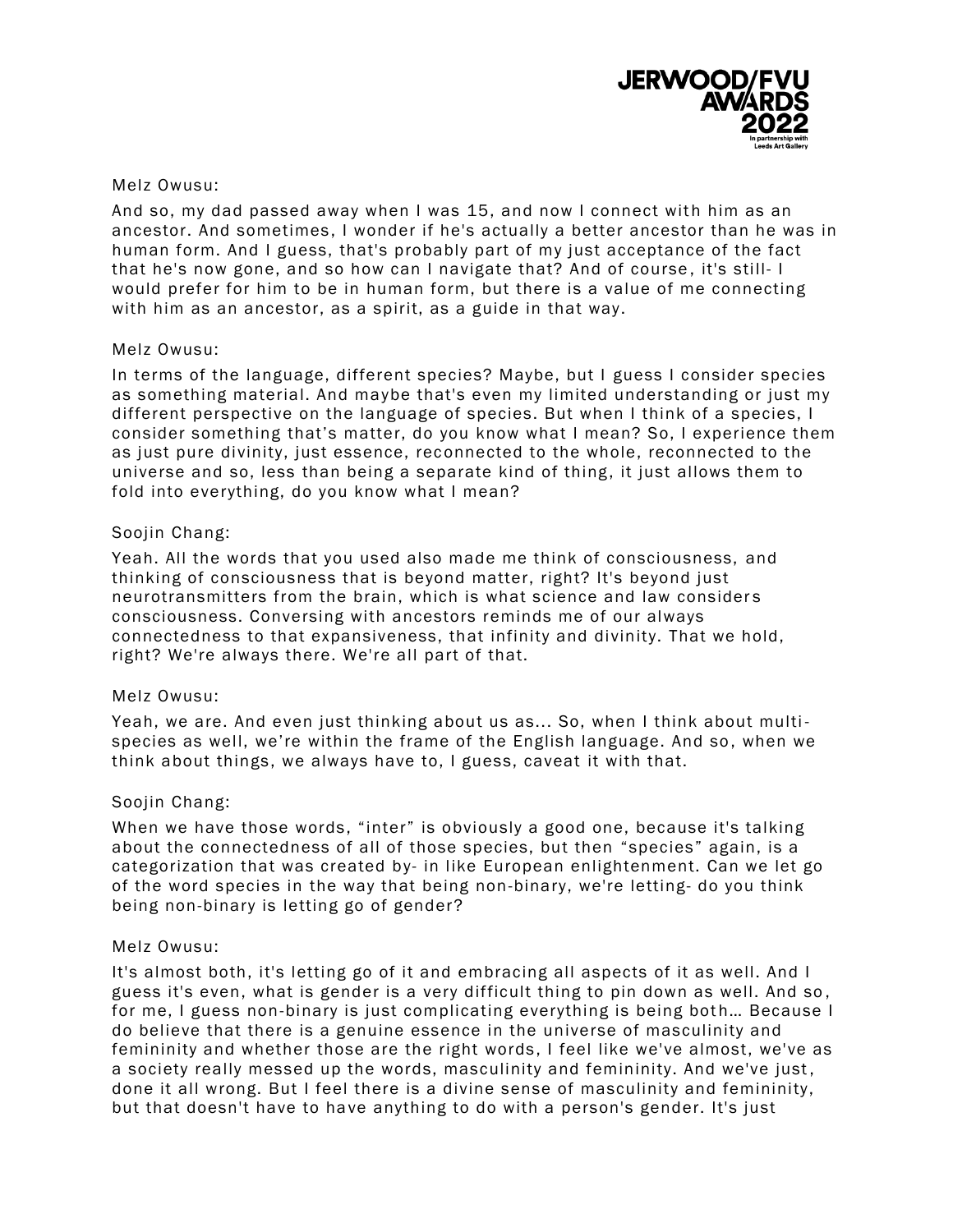Melz Owusu:

And so, my dad passed away when I was 15, and now I connect with him as an ancestor. And sometimes, I wonder if he's actually a better ancestor than he was in human form. And I guess, that's probably part of my just acceptance of the fact that he's now gone, and so how can I navigate that? And of course, it's still- I would prefer for him to be in human form, but there is a value of me connecting with him as an ancestor, as a spirit, as a guide in that way.

Melz Owusu:

In terms of the language, different species? Maybe, but I guess I consider species as something material. And maybe that's even my limited understanding or just my different perspective on the language of species. But when I think of a species, I consider something that's matter, do you know what I mean? So, I experience them as just pure divinity, just essence, reconnected to the whole, reconnected to the universe and so, less than being a separate kind of thing, it just allows them to fold into everything, do you know what I mean?

Soojin Chang:

Yeah. All the words that you used also made me think of consciousness, and thinking of consciousness that is beyond matter, right? It's beyond just neurotransmitters from the brain, which is what science and law considers consciousness. Conversing with ancestors reminds me of our always connectedness to that expansiveness, that infinity and divinity. That we hold, right? We're always there. We're all part of that.

Melz Owusu:

Yeah, we are. And even just thinking about us as... So, when I think about multi-species as well, we're within the frame of the English language. And so, when we think about things, we always have to, I guess, caveat it with that.

Soojin Chang:

When we have those words, "inter" is obviously a good one, because it's talking about the connectedness of all of those species, but then "species" again, is a categorization that was created by- in like European enlightenment. Can we let go of the word species in the way that being non-binary, we're letting- do you think being non-binary is letting go of gender?

Melz Owusu:

It's almost both, it's letting go of it and embracing all aspects of it as well. And I guess it's even, what is gender is a very difficult thing to pin down as well. And so, for me, I guess non-binary is just complicating everything is being both… Because I do believe that there is a genuine essence in the universe of masculinity and femininity and whether those are the right words, I feel like we've almost, we've as a society really messed up the words, masculinity and femininity. And we've just, done it all wrong. But I feel there is a divine sense of masculinity and femininity, but that doesn't have to have anything to do with a person's gender. It's just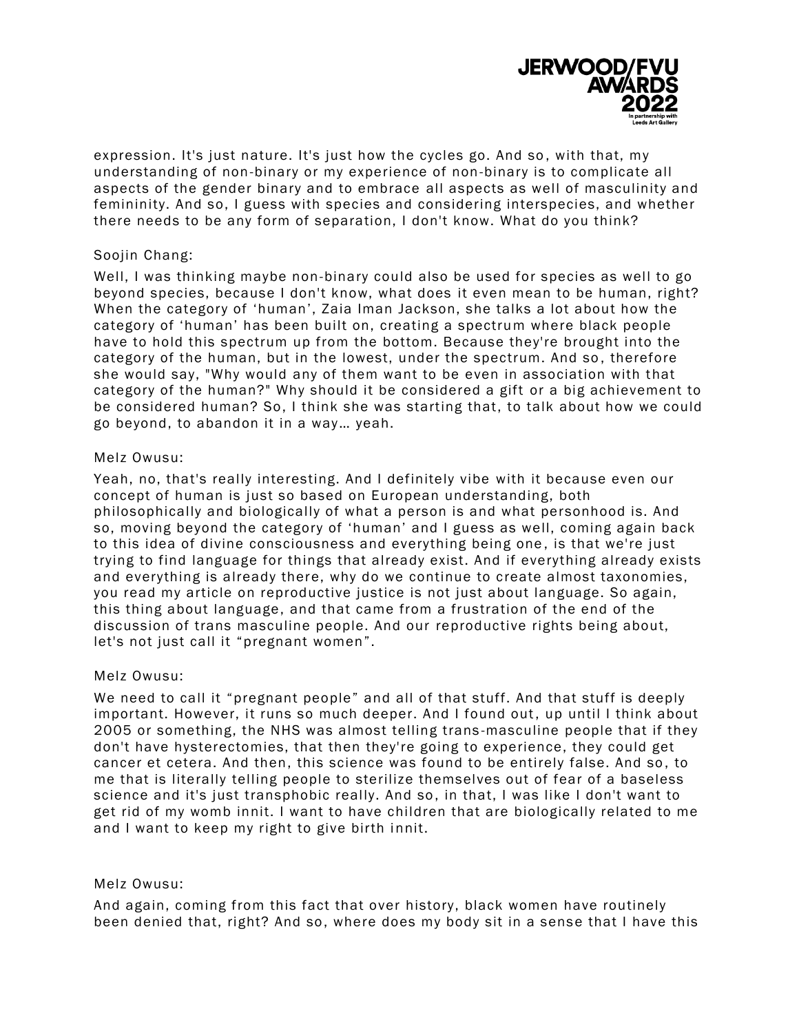expression. It's just nature. It's just how the cycles go. And so, with that, my understanding of non-binary or my experience of non-binary is to complicate all aspects of the gender binary and to embrace all aspects as well of masculinity and femininity. And so, I guess with species and considering interspecies, and whether there needs to be any form of separation, I don't know. What do you think?

Soojin Chang:

Well, I was thinking maybe non-binary could also be used for species as well to go beyond species, because I don't know, what does it even mean to be human, right? When the category of 'human', Zaia Iman Jackson, she talks a lot about how the category of 'human' has been built on, creating a spectrum where black people have to hold this spectrum up from the bottom. Because they're brought into the category of the human, but in the lowest, under the spectrum. And so, therefore she would say, "Why would any of them want to be even in association with that category of the human?" Why should it be considered a gift or a big achievement to be considered human? So, I think she was starting that, to talk about how we could go beyond, to abandon it in a way… yeah.

Melz Owusu:

Yeah, no, that's really interesting. And I definitely vibe with it because even our concept of human is just so based on European understanding, both philosophically and biologically of what a person is and what personhood is. And so, moving beyond the category of 'human' and I guess as well, coming again back to this idea of divine consciousness and everything being one, is that we're just trying to find language for things that already exist. And if everything already exists and everything is already there, why do we continue to create almost taxonomies, you read my article on reproductive justice is not just about language. So again, this thing about language, and that came from a frustration of the end of the discussion of trans masculine people. And our reproductive rights being about, let's not just call it "pregnant women".

Melz Owusu:

We need to call it "pregnant people" and all of that stuff. And that stuff is deeply important. However, it runs so much deeper. And I found out, up until I think about 2005 or something, the NHS was almost telling trans-masculine people that if they don't have hysterectomies, that then they're going to experience, they could get cancer et cetera. And then, this science was found to be entirely false. And so, to me that is literally telling people to sterilize themselves out of fear of a baseless science and it's just transphobic really. And so, in that, I was like I don't want to get rid of my womb innit. I want to have children that are biologically related to me and I want to keep my right to give birth innit.

Melz Owusu:

And again, coming from this fact that over history, black women have routinely been denied that, right? And so, where does my body sit in a sense that I have this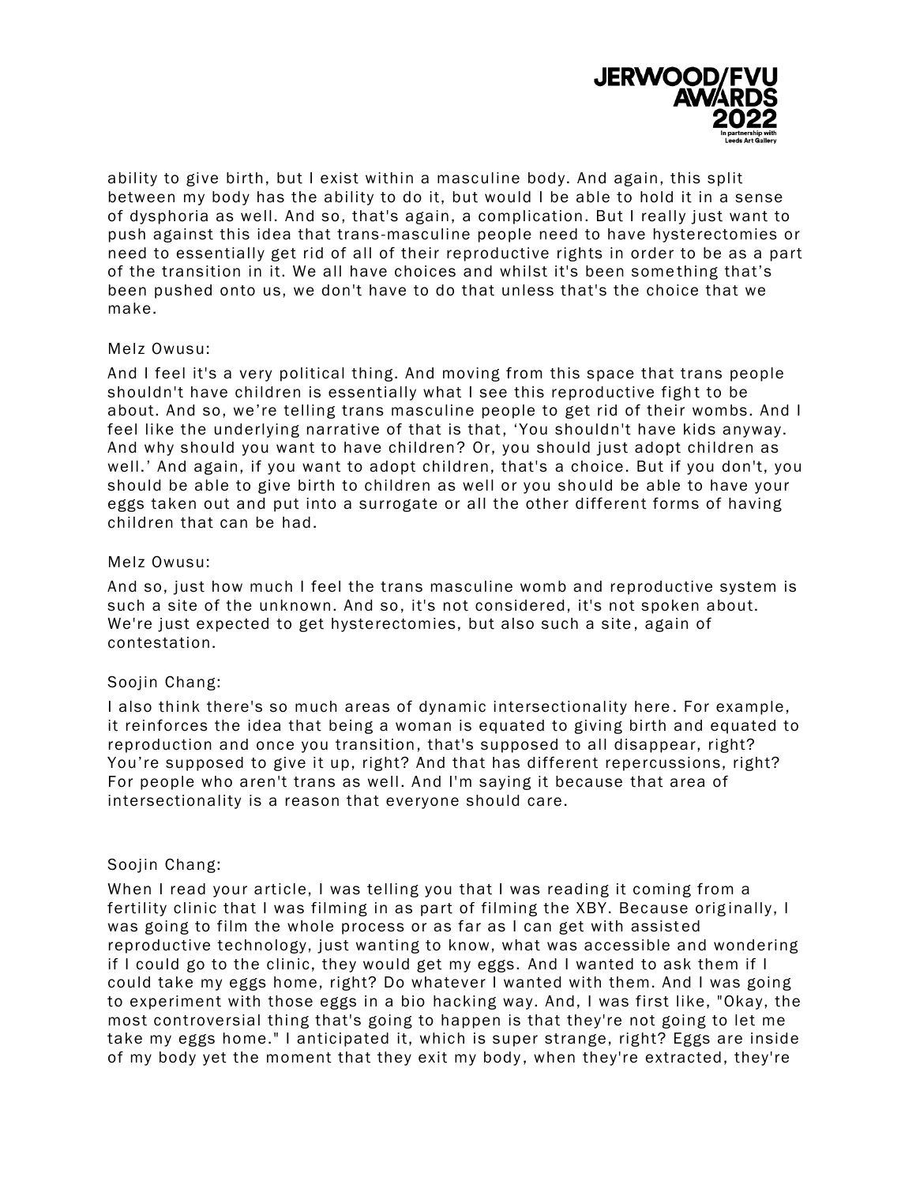ability to give birth, but I exist within a masculine body. And again, this split between my body has the ability to do it, but would I be able to hold it in a sense of dysphoria as well. And so, that's again, a complication. But I really just want to push against this idea that trans-masculine people need to have hysterectomies or need to essentially get rid of all of their reproductive rights in order to be as a part of the transition in it. We all have choices and whilst it's been something that's been pushed onto us, we don't have to do that unless that's the choice that we make.

Melz Owusu:

And I feel it's a very political thing. And moving from this space that trans people shouldn't have children is essentially what I see this reproductive fight to be about. And so, we're telling trans masculine people to get rid of their wombs. And I feel like the underlying narrative of that is that, 'You shouldn't have kids anyway. And why should you want to have children? Or, you should just adopt children as well.' And again, if you want to adopt children, that's a choice. But if you don't, you should be able to give birth to children as well or you should be able to have your eggs taken out and put into a surrogate or all the other different forms of having children that can be had.

Melz Owusu:

And so, just how much I feel the trans masculine womb and reproductive system is such a site of the unknown. And so, it's not considered, it's not spoken about. We're just expected to get hysterectomies, but also such a site, again of contestation.

Soojin Chang:

I also think there's so much areas of dynamic intersectionality here. For example, it reinforces the idea that being a woman is equated to giving birth and equated to reproduction and once you transition, that's supposed to all disappear, right? You're supposed to give it up, right? And that has different repercussions, right? For people who aren't trans as well. And I'm saying it because that area of intersectionality is a reason that everyone should care.

Soojin Chang:

When I read your article, I was telling you that I was reading it coming from a fertility clinic that I was filming in as part of filming the XBY. Because originally, I was going to film the whole process or as far as I can get with assisted reproductive technology, just wanting to know, what was accessible and wondering if I could go to the clinic, they would get my eggs. And I wanted to ask them if I could take my eggs home, right? Do whatever I wanted with them. And I was going to experiment with those eggs in a bio hacking way. And, I was first like, "Okay, the most controversial thing that's going to happen is that they're not going to let me take my eggs home." I anticipated it, which is super strange, right? Eggs are inside of my body yet the moment that they exit my body, when they're extracted, they're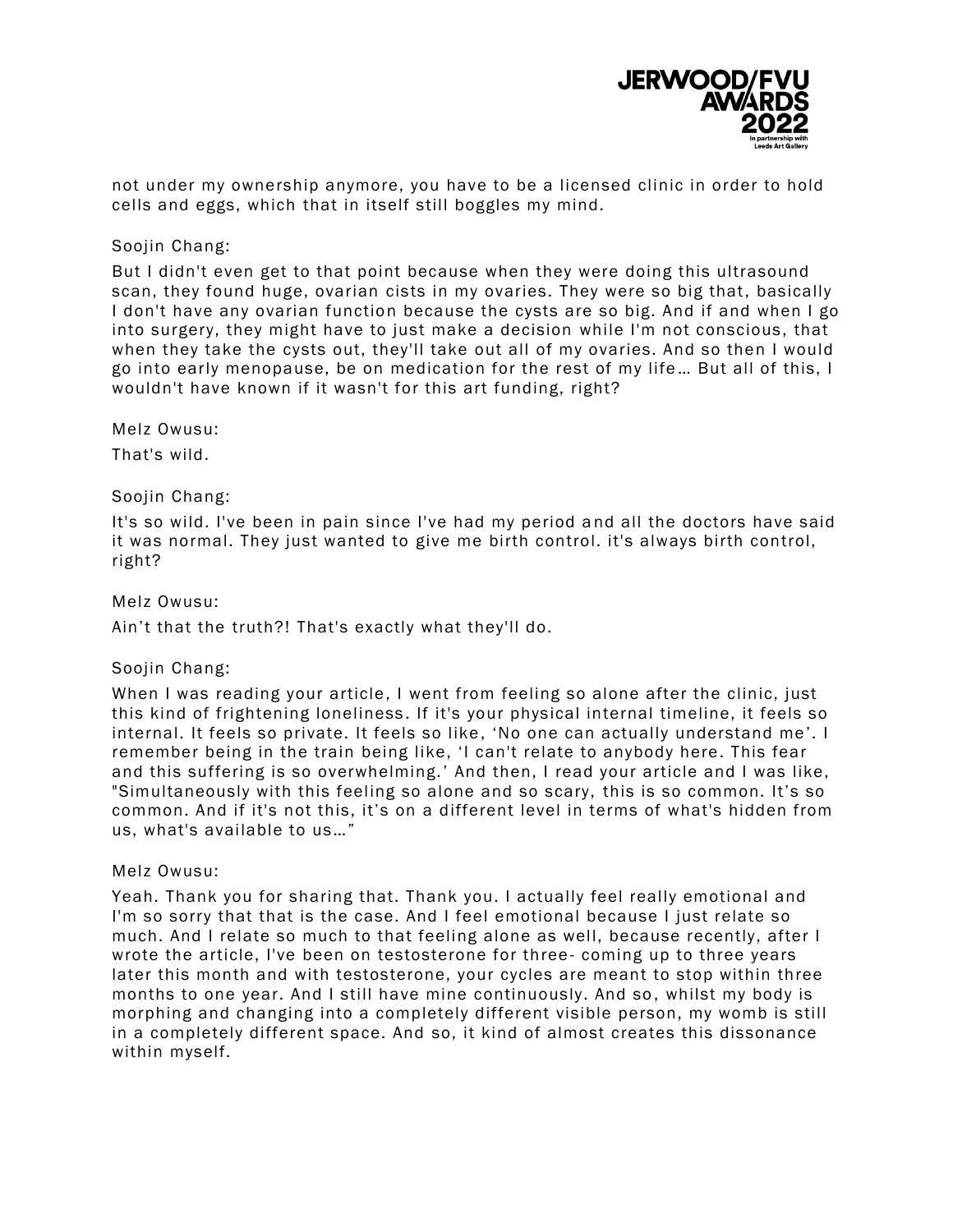not under my ownership anymore, you have to be a licensed clinic in order to hold cells and eggs, which that in itself still boggles my mind.

Soojin Chang:

But I didn't even get to that point because when they were doing this ultrasound scan, they found huge, ovarian cists in my ovaries. They were so big that, basically I don't have any ovarian function because the cysts are so big. And if and when I go into surgery, they might have to just make a decision while I'm not conscious, that when they take the cysts out, they'll take out all of my ovaries. And so then I would go into early menopause, be on medication for the rest of my life… But all of this, I wouldn't have known if it wasn't for this art funding, right?

Melz Owusu:

That's wild.

Soojin Chang:

It's so wild. I've been in pain since I've had my period and all the doctors have said it was normal. They just wanted to give me birth control. it's always birth control, right?

Melz Owusu:

Ain't that the truth?! That's exactly what they'll do.

Soojin Chang:

When I was reading your article, I went from feeling so alone after the clinic, just this kind of frightening loneliness. If it's your physical internal timeline, it feels so internal. It feels so private. It feels so like, 'No one can actually understand me'. I remember being in the train being like, 'I can't relate to anybody here. This fear and this suffering is so overwhelming.' And then, I read your article and I was like, "Simultaneously with this feeling so alone and so scary, this is so common. It's so common. And if it's not this, it's on a different level in terms of what's hidden from us, what's available to us…"

Melz Owusu:

Yeah. Thank you for sharing that. Thank you. I actually feel really emotional and I'm so sorry that that is the case. And I feel emotional because I just relate so much. And I relate so much to that feeling alone as well, because recently, after I wrote the article, I've been on testosterone for three- coming up to three years later this month and with testosterone, your cycles are meant to stop within three months to one year. And I still have mine continuously. And so, whilst my body is morphing and changing into a completely different visible person, my womb is still in a completely different space. And so, it kind of almost creates this dissonance within myself.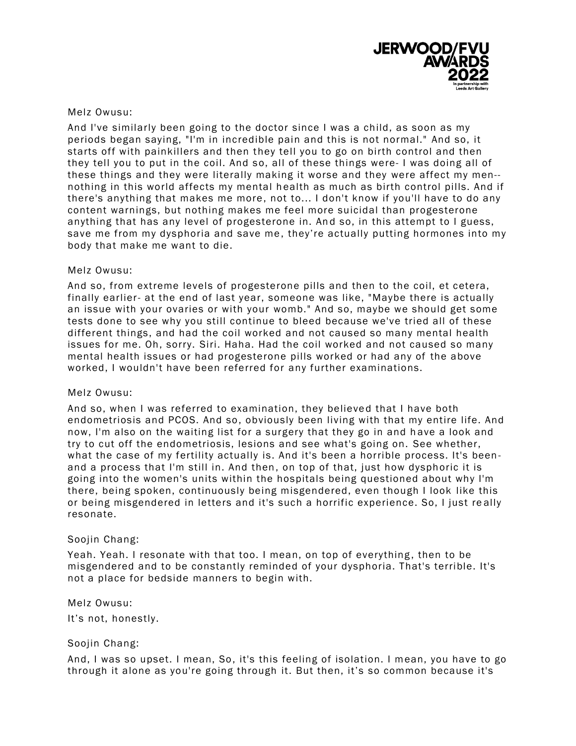Melz Owusu:

And I've similarly been going to the doctor since I was a child, as soon as my periods began saying, "I'm in incredible pain and this is not normal." And so, it starts off with painkillers and then they tell you to go on birth control and then they tell you to put in the coil. And so, all of these things were- I was doing all of these things and they were literally making it worse and they were affect my men-- nothing in this world affects my mental health as much as birth control pills. And if there's anything that makes me more, not to... I don't know if you'll have to do any content warnings, but nothing makes me feel more suicidal than progesterone anything that has any level of progesterone in. And so, in this attempt to I guess, save me from my dysphoria and save me, they're actually putting hormones into my body that make me want to die.

Melz Owusu:

And so, from extreme levels of progesterone pills and then to the coil, et cetera, finally earlier- at the end of last year, someone was like, "Maybe there is actually an issue with your ovaries or with your womb." And so, maybe we should get some tests done to see why you still continue to bleed because we've tried all of these different things, and had the coil worked and not caused so many mental health issues for me. Oh, sorry. Siri. Haha. Had the coil worked and not caused so many mental health issues or had progesterone pills worked or had any of the above worked, I wouldn't have been referred for any further examinations.

Melz Owusu:

And so, when I was referred to examination, they believed that I have both endometriosis and PCOS. And so, obviously been living with that my entire life. And now, I'm also on the waiting list for a surgery that they go in and have a look and try to cut off the endometriosis, lesions and see what's going on. See whether, what the case of my fertility actually is. And it's been a horrible process. It's been- and a process that I'm still in. And then, on top of that, just how dysphoric it is going into the women's units within the hospitals being questioned about why I'm there, being spoken, continuously being misgendered, even though I look like this or being misgendered in letters and it's such a horrific experience. So, I just really resonate.

Soojin Chang:

Yeah. Yeah. I resonate with that too. I mean, on top of everything, then to be misgendered and to be constantly reminded of your dysphoria. That's terrible. It's not a place for bedside manners to begin with.

Melz Owusu:

It's not, honestly.

Soojin Chang:

And, I was so upset. I mean, So, it's this feeling of isolation. I mean, you have to go through it alone as you're going through it. But then, it's so common because it's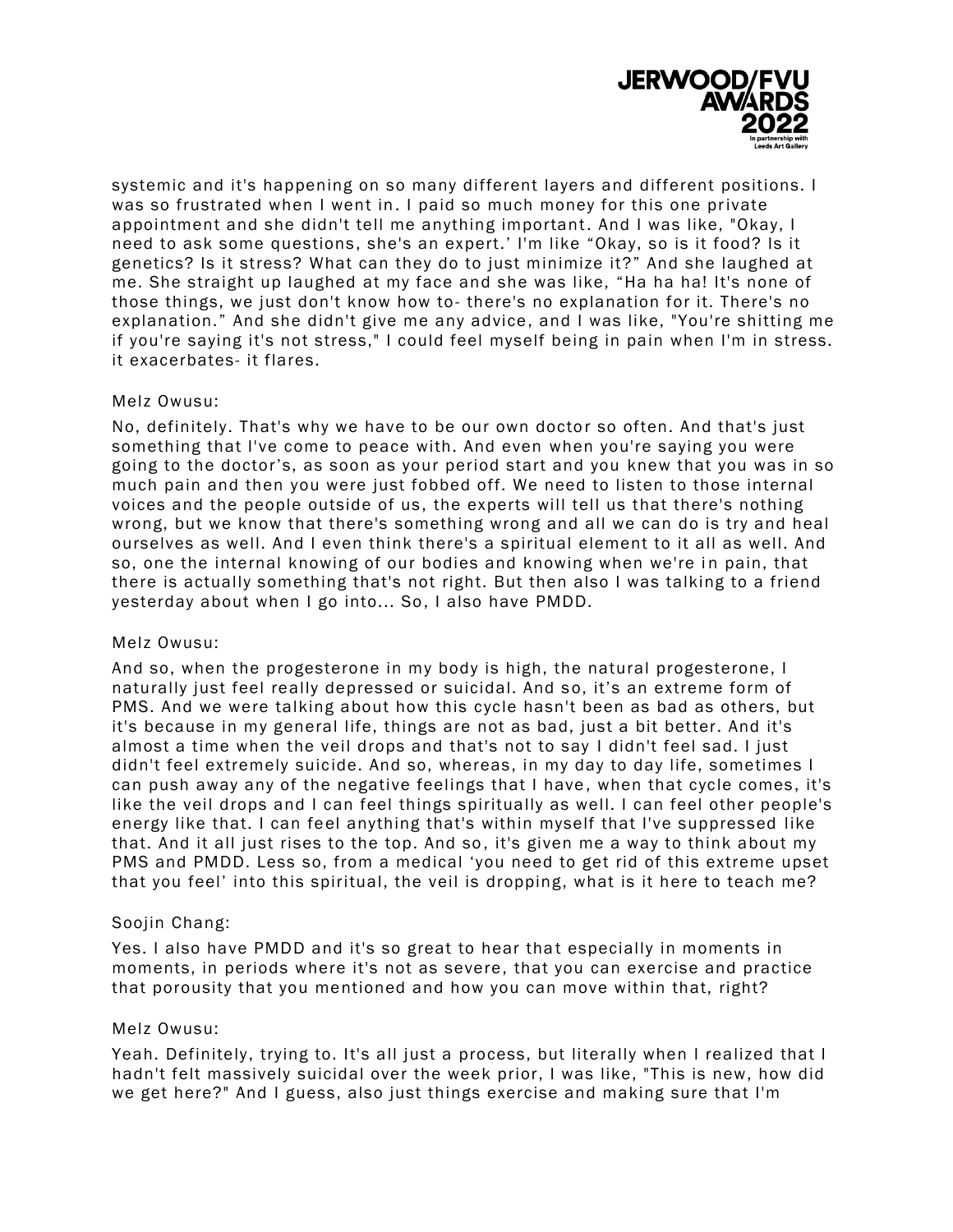systemic and it's happening on so many different layers and different positions. I was so frustrated when I went in. I paid so much money for this one private appointment and she didn't tell me anything important. And I was like, "Okay, I need to ask some questions, she's an expert.' I'm like "Okay, so is it food? Is it genetics? Is it stress? What can they do to just minimize it?" And she laughed at me. She straight up laughed at my face and she was like, "Ha ha ha! It's none of those things, we just don't know how to- there's no explanation for it. There's no explanation." And she didn't give me any advice, and I was like, "You're shitting me if you're saying it's not stress," I could feel myself being in pain when I'm in stress. it exacerbates- it flares.

Melz Owusu:

No, definitely. That's why we have to be our own doctor so often. And that's just something that I've come to peace with. And even when you're saying you were going to the doctor's, as soon as your period start and you knew that you was in so much pain and then you were just fobbed off. We need to listen to those internal voices and the people outside of us, the experts will tell us that there's nothing wrong, but we know that there's something wrong and all we can do is try and heal ourselves as well. And I even think there's a spiritual element to it all as well. And so, one the internal knowing of our bodies and knowing when we're in pain, that there is actually something that's not right. But then also I was talking to a friend yesterday about when I go into... So, I also have PMDD.

Melz Owusu:

And so, when the progesterone in my body is high, the natural progesterone, I naturally just feel really depressed or suicidal. And so, it's an extreme form of PMS. And we were talking about how this cycle hasn't been as bad as others, but it's because in my general life, things are not as bad, just a bit better. And it's almost a time when the veil drops and that's not to say I didn't feel sad. I just didn't feel extremely suicide. And so, whereas, in my day to day life, sometimes I can push away any of the negative feelings that I have, when that cycle comes, it's like the veil drops and I can feel things spiritually as well. I can feel other people's energy like that. I can feel anything that's within myself that I've suppressed like that. And it all just rises to the top. And so, it's given me a way to think about my PMS and PMDD. Less so, from a medical 'you need to get rid of this extreme upset that you feel' into this spiritual, the veil is dropping, what is it here to teach me?

Soojin Chang:

Yes. I also have PMDD and it's so great to hear that especially in moments in moments, in periods where it's not as severe, that you can exercise and practice that porousity that you mentioned and how you can move within that, right?

Melz Owusu:

Yeah. Definitely, trying to. It's all just a process, but literally when I realized that I hadn't felt massively suicidal over the week prior, I was like, "This is new, how did we get here?" And I guess, also just things exercise and making sure that I'm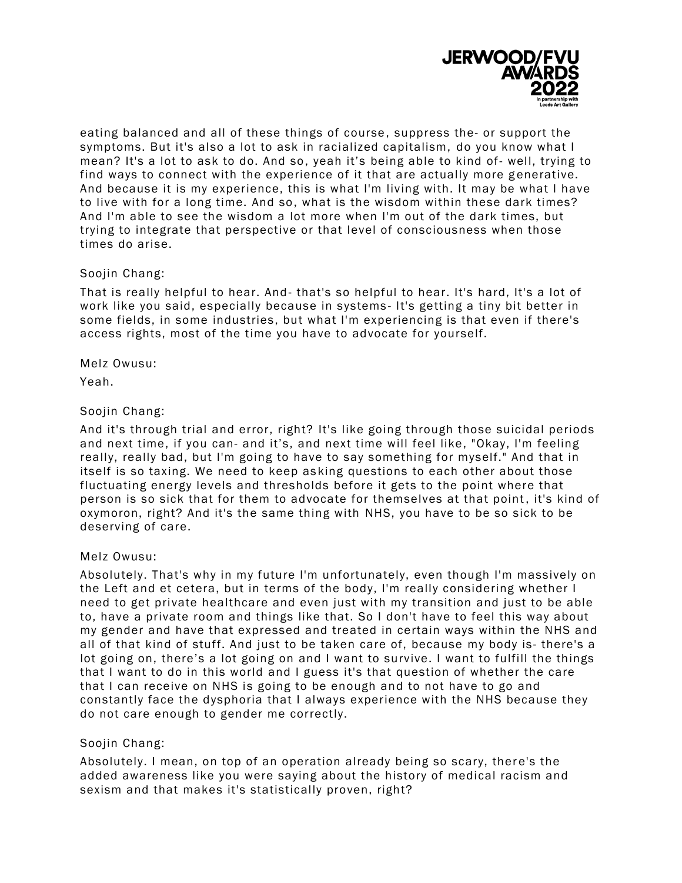eating balanced and all of these things of course, suppress the- or support the symptoms. But it's also a lot to ask in racialized capitalism, do you know what I mean? It's a lot to ask to do. And so, yeah it's being able to kind of- well, trying to find ways to connect with the experience of it that are actually more generative. And because it is my experience, this is what I'm living with. It may be what I have to live with for a long time. And so, what is the wisdom within these dark times? And I'm able to see the wisdom a lot more when I'm out of the dark times, but trying to integrate that perspective or that level of consciousness when those times do arise.

Soojin Chang:

That is really helpful to hear. And- that's so helpful to hear. It's hard, It's a lot of work like you said, especially because in systems- It's getting a tiny bit better in some fields, in some industries, but what I'm experiencing is that even if there's access rights, most of the time you have to advocate for yourself.

Melz Owusu:

Yeah.

Soojin Chang:

And it's through trial and error, right? It's like going through those suicidal periods and next time, if you can- and it's, and next time will feel like, "Okay, I'm feeling really, really bad, but I'm going to have to say something for myself." And that in itself is so taxing. We need to keep asking questions to each other about those fluctuating energy levels and thresholds before it gets to the point where that person is so sick that for them to advocate for themselves at that point, it's kind of oxymoron, right? And it's the same thing with NHS, you have to be so sick to be deserving of care.

Melz Owusu:

Absolutely. That's why in my future I'm unfortunately, even though I'm massively on the Left and et cetera, but in terms of the body, I'm really considering whether I need to get private healthcare and even just with my transition and just to be able to, have a private room and things like that. So I don't have to feel this way about my gender and have that expressed and treated in certain ways within the NHS and all of that kind of stuff. And just to be taken care of, because my body is- there's a lot going on, there's a lot going on and I want to survive. I want to fulfill the things that I want to do in this world and I guess it's that question of whether the care that I can receive on NHS is going to be enough and to not have to go and constantly face the dysphoria that I always experience with the NHS because they do not care enough to gender me correctly.

Soojin Chang:

Absolutely. I mean, on top of an operation already being so scary, there's the added awareness like you were saying about the history of medical racism and sexism and that makes it's statistically proven, right?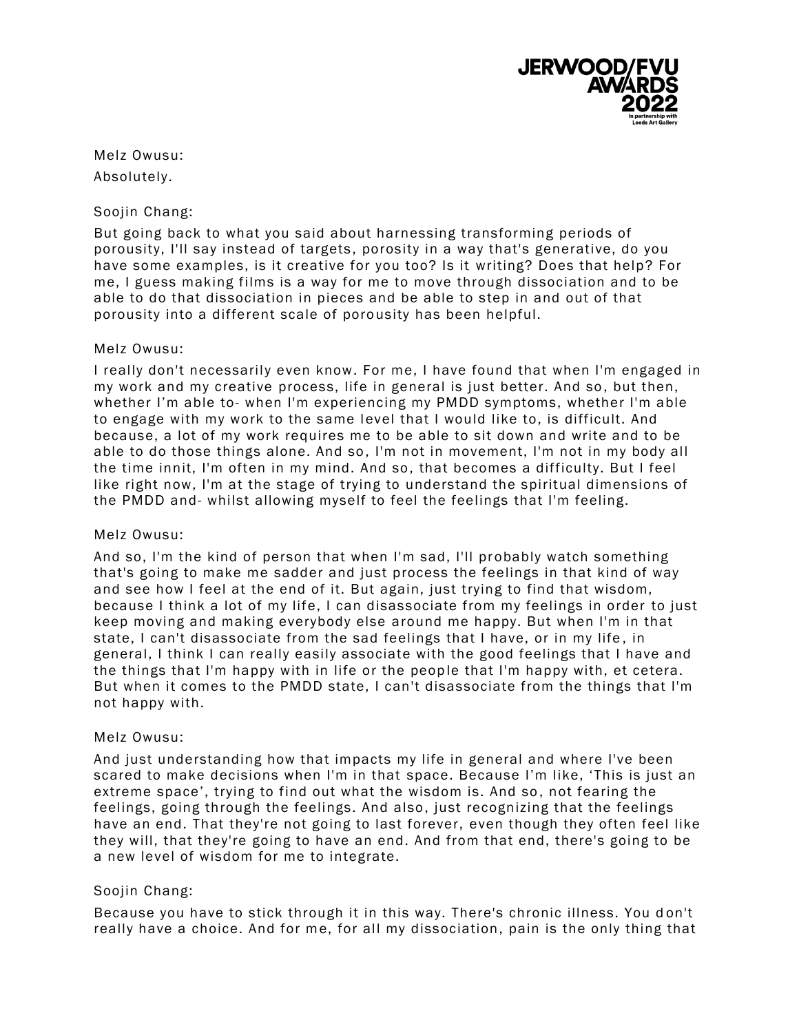Melz Owusu:

Absolutely.

Soojin Chang:

But going back to what you said about harnessing transforming periods of porousity, I'll say instead of targets, porosity in a way that's generative, do you have some examples, is it creative for you too? Is it writing? Does that help? For me, I guess making films is a way for me to move through dissociation and to be able to do that dissociation in pieces and be able to step in and out of that porousity into a different scale of porousity has been helpful.

Melz Owusu:

I really don't necessarily even know. For me, I have found that when I'm engaged in my work and my creative process, life in general is just better. And so, but then, whether I'm able to- when I'm experiencing my PMDD symptoms, whether I'm able to engage with my work to the same level that I would like to, is difficult. And because, a lot of my work requires me to be able to sit down and write and to be able to do those things alone. And so, I'm not in movement, I'm not in my body all the time innit, I'm often in my mind. And so, that becomes a difficulty. But I feel like right now, I'm at the stage of trying to understand the spiritual dimensions of the PMDD and- whilst allowing myself to feel the feelings that I'm feeling.

Melz Owusu:

And so, I'm the kind of person that when I'm sad, I'll probably watch something that's going to make me sadder and just process the feelings in that kind of way and see how I feel at the end of it. But again, just trying to find that wisdom, because I think a lot of my life, I can disassociate from my feelings in order to just keep moving and making everybody else around me happy. But when I'm in that state, I can't disassociate from the sad feelings that I have, or in my life, in general, I think I can really easily associate with the good feelings that I have and the things that I'm happy with in life or the people that I'm happy with, et cetera. But when it comes to the PMDD state, I can't disassociate from the things that I'm not happy with.

Melz Owusu:

And just understanding how that impacts my life in general and where I've been scared to make decisions when I'm in that space. Because I'm like, 'This is just an extreme space', trying to find out what the wisdom is. And so, not fearing the feelings, going through the feelings. And also, just recognizing that the feelings have an end. That they're not going to last forever, even though they often feel like they will, that they're going to have an end. And from that end, there's going to be a new level of wisdom for me to integrate.

Soojin Chang:

Because you have to stick through it in this way. There's chronic illness. You don't really have a choice. And for me, for all my dissociation, pain is the only thing that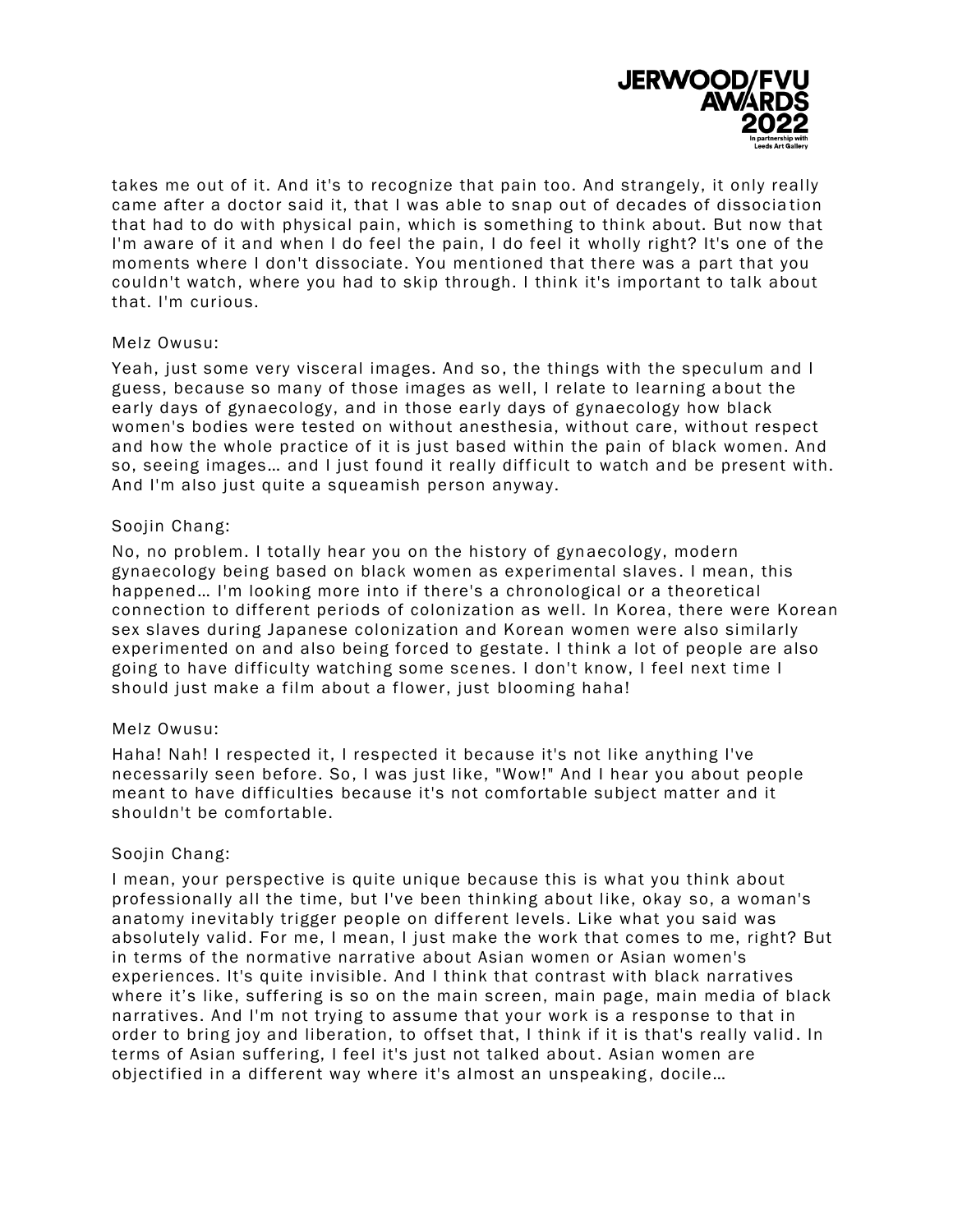takes me out of it. And it's to recognize that pain too. And strangely, it only really came after a doctor said it, that I was able to snap out of decades of dissociation that had to do with physical pain, which is something to think about. But now that I'm aware of it and when I do feel the pain, I do feel it wholly right? It's one of the moments where I don't dissociate. You mentioned that there was a part that you couldn't watch, where you had to skip through. I think it's important to talk about that. I'm curious.

Melz Owusu:

Yeah, just some very visceral images. And so, the things with the speculum and I guess, because so many of those images as well, I relate to learning about the early days of gynaecology, and in those early days of gynaecology how black women's bodies were tested on without anesthesia, without care, without respect and how the whole practice of it is just based within the pain of black women. And so, seeing images… and I just found it really difficult to watch and be present with. And I'm also just quite a squeamish person anyway.

Soojin Chang:

No, no problem. I totally hear you on the history of gynaecology, modern gynaecology being based on black women as experimental slaves. I mean, this happened… I'm looking more into if there's a chronological or a theoretical connection to different periods of colonization as well. In Korea, there were Korean sex slaves during Japanese colonization and Korean women were also similarly experimented on and also being forced to gestate. I think a lot of people are also going to have difficulty watching some scenes. I don't know, I feel next time I should just make a film about a flower, just blooming haha!

Melz Owusu:

Haha! Nah! I respected it, I respected it because it's not like anything I've necessarily seen before. So, I was just like, "Wow!" And I hear you about people meant to have difficulties because it's not comfortable subject matter and it shouldn't be comfortable.

Soojin Chang:

I mean, your perspective is quite unique because this is what you think about professionally all the time, but I've been thinking about like, okay so, a woman's anatomy inevitably trigger people on different levels. Like what you said was absolutely valid. For me, I mean, I just make the work that comes to me, right? But in terms of the normative narrative about Asian women or Asian women's experiences. It's quite invisible. And I think that contrast with black narratives where it's like, suffering is so on the main screen, main page, main media of black narratives. And I'm not trying to assume that your work is a response to that in order to bring joy and liberation, to offset that, I think if it is that's really valid. In terms of Asian suffering, I feel it's just not talked about. Asian women are objectified in a different way where it's almost an unspeaking, docile…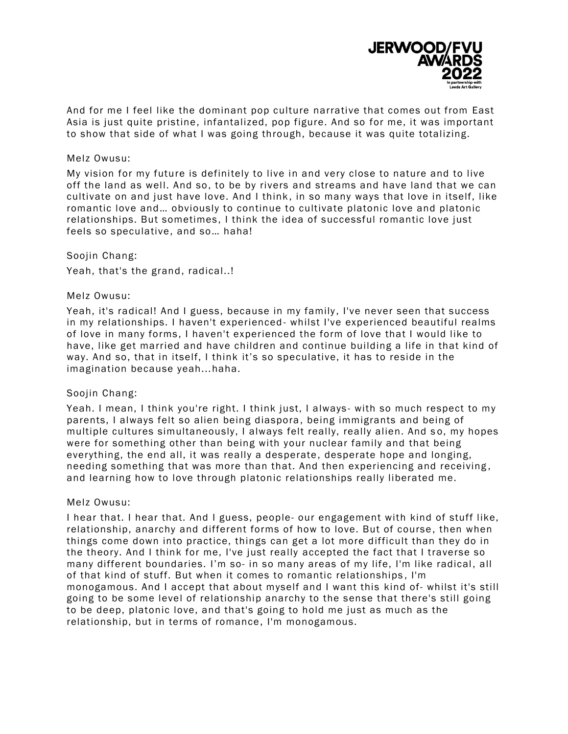And for me I feel like the dominant pop culture narrative that comes out from East Asia is just quite pristine, infantalized, pop figure. And so for me, it was important to show that side of what I was going through, because it was quite totalizing.

Melz Owusu:

My vision for my future is definitely to live in and very close to nature and to live off the land as well. And so, to be by rivers and streams and have land that we can cultivate on and just have love. And I think, in so many ways that love in itself, like romantic love and… obviously to continue to cultivate platonic love and platonic relationships. But sometimes, I think the idea of successful romantic love just feels so speculative, and so… haha!

Soojin Chang:

Yeah, that's the grand, radical..!

Melz Owusu:

Yeah, it's radical! And I guess, because in my family, I've never seen that success in my relationships. I haven't experienced- whilst I've experienced beautiful realms of love in many forms, I haven't experienced the form of love that I would like to have, like get married and have children and continue building a life in that kind of way. And so, that in itself, I think it's so speculative, it has to reside in the imagination because yeah...haha.

Soojin Chang:

Yeah. I mean, I think you're right. I think just, I always- with so much respect to my parents, I always felt so alien being diaspora, being immigrants and being of multiple cultures simultaneously, I always felt really, really alien. And so, my hopes were for something other than being with your nuclear family and that being everything, the end all, it was really a desperate, desperate hope and longing, needing something that was more than that. And then experiencing and receiving, and learning how to love through platonic relationships really liberated me.

Melz Owusu:

I hear that. I hear that. And I guess, people- our engagement with kind of stuff like, relationship, anarchy and different forms of how to love. But of course, then when things come down into practice, things can get a lot more difficult than they do in the theory. And I think for me, I've just really accepted the fact that I traverse so many different boundaries. I'm so- in so many areas of my life, I'm like radical, all of that kind of stuff. But when it comes to romantic relationships, I'm monogamous. And I accept that about myself and I want this kind of- whilst it's still going to be some level of relationship anarchy to the sense that there's still going to be deep, platonic love, and that's going to hold me just as much as the relationship, but in terms of romance, I'm monogamous.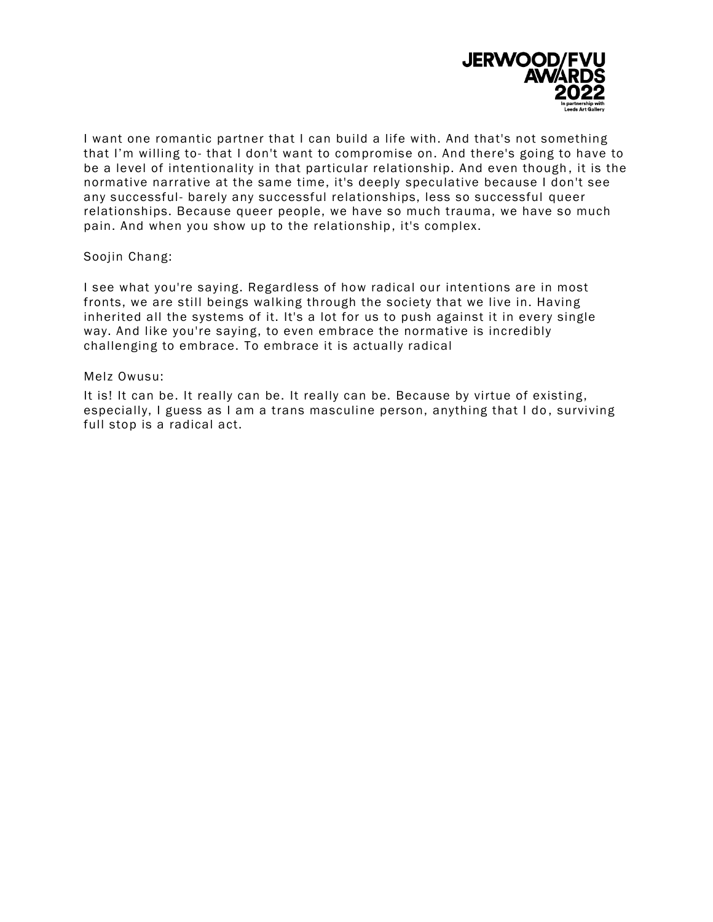I want one romantic partner that I can build a life with. And that's not something that I'm willing to- that I don't want to compromise on. And there's going to have to be a level of intentionality in that particular relationship. And even though, it is the normative narrative at the same time, it's deeply speculative because I don't see any successful- barely any successful relationships, less so successful queer relationships. Because queer people, we have so much trauma, we have so much pain. And when you show up to the relationship, it's complex.

Soojin Chang:

I see what you're saying. Regardless of how radical our intentions are in most fronts, we are still beings walking through the society that we live in. Having inherited all the systems of it. It's a lot for us to push against it in every single way. And like you're saying, to even embrace the normative is incredibly challenging to embrace. To embrace it is actually radical

Melz Owusu:

It is! It can be. It really can be. It really can be. Because by virtue of existing, especially, I guess as I am a trans masculine person, anything that I do, surviving full stop is a radical act.